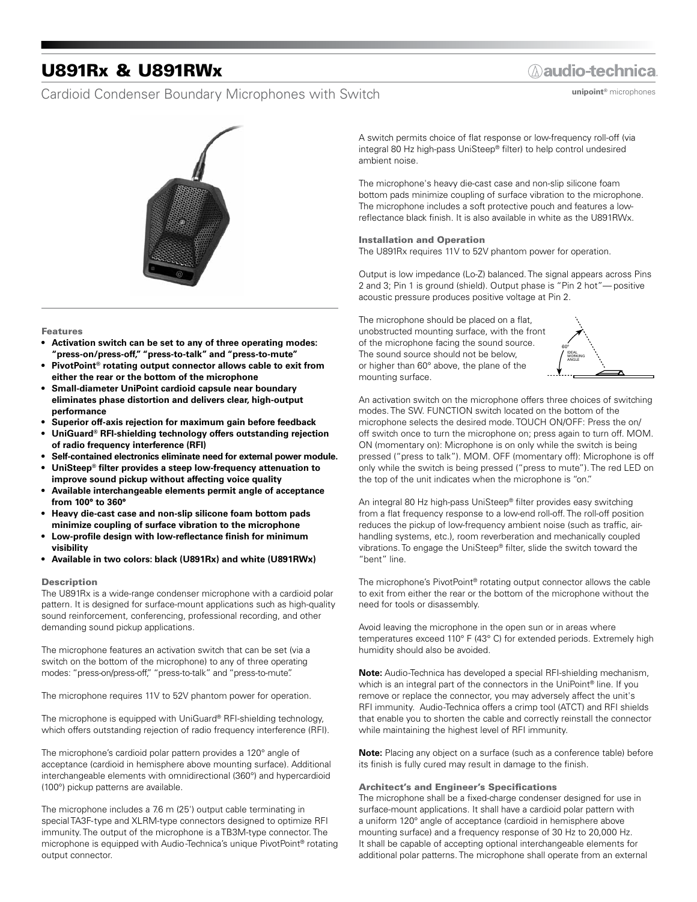# U891Rx & U891RWx

Cardioid Condenser Boundary Microphones with Switch

audio-technica

**unipoint**® microphones

### Features

- **Activation switch can be set to any of three operating modes: "press-on/press-off," "press-to-talk" and "press-to-mute"**
- **PivotPoint® rotating output connector allows cable to exit from either the rear or the bottom of the microphone**
- **Small-diameter UniPoint cardioid capsule near boundary eliminates phase distortion and delivers clear, high-output performance**
- **Superior off-axis rejection for maximum gain before feedback**
- **UniGuard® RFI-shielding technology offers outstanding rejection of radio frequency interference (RFI)**
- **Self-contained electronics eliminate need for external power module.**
- **UniSteep® filter provides a steep low-frequency attenuation to improve sound pickup without affecting voice quality**
- **Available interchangeable elements permit angle of acceptance from 100° to 360°**
- **Heavy die-cast case and non-slip silicone foam bottom pads minimize coupling of surface vibration to the microphone**
- **Low-profile design with low-reflectance finish for minimum visibility**
- **Available in two colors: black (U891Rx) and white (U891RWx)**

### Description

The U891Rx is a wide-range condenser microphone with a cardioid polar pattern. It is designed for surface-mount applications such as high-quality sound reinforcement, conferencing, professional recording, and other demanding sound pickup applications.

The microphone features an activation switch that can be set (via a switch on the bottom of the microphone) to any of three operating modes: "press-on/press-off," "press-to-talk" and "press-to-mute".

The microphone requires 11V to 52V phantom power for operation.

The microphone is equipped with UniGuard® RFI-shielding technology, which offers outstanding rejection of radio frequency interference (RFI).

The microphone's cardioid polar pattern provides a 120° angle of acceptance (cardioid in hemisphere above mounting surface). Additional interchangeable elements with omnidirectional (360°) and hypercardioid (100°) pickup patterns are available.

The microphone includes a 7.6 m (25') output cable terminating in special TA3F-type and XLRM-type connectors designed to optimize RFI immunity. The output of the microphone is a TB3M-type connector. The microphone is equipped with Audio-Technica's unique PivotPoint® rotating output connector.

A switch permits choice of flat response or low-frequency roll-off (via integral 80 Hz high-pass UniSteep® filter) to help control undesired ambient noise.

The microphone's heavy die-cast case and non-slip silicone foam bottom pads minimize coupling of surface vibration to the microphone. The microphone includes a soft protective pouch and features a low-reflectance black finish. It is also available in white as the U891RWx.

### Installation and Operation

The U891Rx requires 11V to 52V phantom power for operation.

Output is low impedance (Lo-Z) balanced. The signal appears across Pins 2 and 3; Pin 1 is ground (shield). Output phase is "Pin 2 hot"—positive acoustic pressure produces positive voltage at Pin 2.

The microphone should be placed on a flat, unobstructed mounting surface, with the front of the microphone facing the sound source. The sound source should not be below, or higher than 60° above, the plane of the mounting surface.

60° IDEAL WORKING ANGLE

An activation switch on the microphone offers three choices of switching modes. The SW. FUNCTION switch located on the bottom of the microphone selects the desired mode. TOUCH ON/OFF: Press the on/off switch once to turn the microphone on; press again to turn off. MOM. ON (momentary on): Microphone is on only while the switch is being pressed ("press to talk"). MOM. OFF (momentary off): Microphone is off only while the switch is being pressed ("press to mute"). The red LED on the top of the unit indicates when the microphone is "on."

An integral 80 Hz high-pass UniSteep® filter provides easy switching from a flat frequency response to a low-end roll-off. The roll-off position reduces the pickup of low-frequency ambient noise (such as traffic, air-handling systems, etc.), room reverberation and mechanically coupled vibrations. To engage the UniSteep® filter, slide the switch toward the "bent" line.

The microphone's PivotPoint® rotating output connector allows the cable to exit from either the rear or the bottom of the microphone without the need for tools or disassembly.

Avoid leaving the microphone in the open sun or in areas where temperatures exceed 110° F (43° C) for extended periods. Extremely high humidity should also be avoided.

**Note:** Audio-Technica has developed a special RFI-shielding mechanism, which is an integral part of the connectors in the UniPoint® line. If you remove or replace the connector, you may adversely affect the unit's RFI immunity. Audio-Technica offers a crimp tool (ATCT) and RFI shields that enable you to shorten the cable and correctly reinstall the connector while maintaining the highest level of RFI immunity.

**Note:** Placing any object on a surface (such as a conference table) before its finish is fully cured may result in damage to the finish.

### Architect's and Engineer's Specifications

The microphone shall be a fixed-charge condenser designed for use in surface-mount applications. It shall have a cardioid polar pattern with a uniform 120° angle of acceptance (cardioid in hemisphere above mounting surface) and a frequency response of 30 Hz to 20,000 Hz. It shall be capable of accepting optional interchangeable elements for additional polar patterns. The microphone shall operate from an external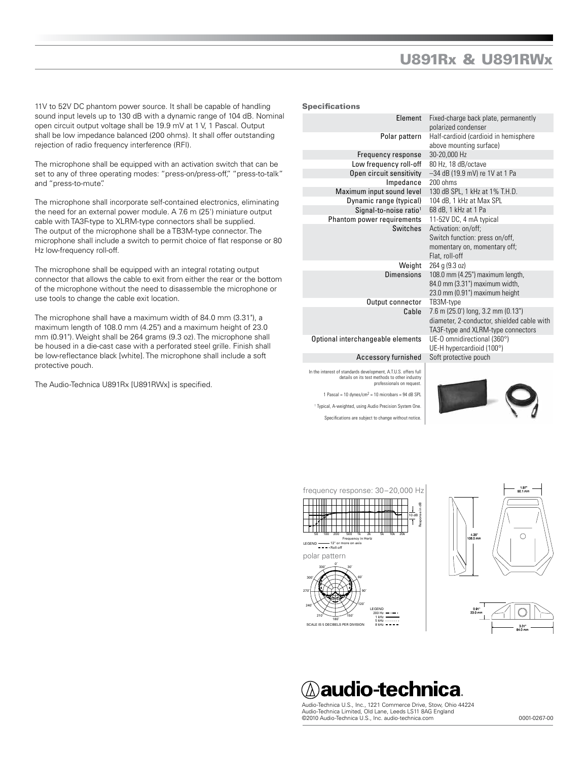11V to 52V DC phantom power source. It shall be capable of handling sound input levels up to 130 dB with a dynamic range of 104 dB. Nominal open circuit output voltage shall be 19.9 mV at 1 V, 1 Pascal. Output shall be low impedance balanced (200 ohms). It shall offer outstanding rejection of radio frequency interference (RFI).

The microphone shall be equipped with an activation switch that can be set to any of three operating modes: "press-on/press-off," "press-to-talk" and "press-to-mute".

The microphone shall incorporate self-contained electronics, eliminating the need for an external power module. A 7.6 m (25') miniature output cable with TA3F-type to XLRM-type connectors shall be supplied. The output of the microphone shall be a TB3M-type connector. The microphone shall include a switch to permit choice of flat response or 80 Hz low-frequency roll-off.

The microphone shall be equipped with an integral rotating output connector that allows the cable to exit from either the rear or the bottom of the microphone without the need to disassemble the microphone or use tools to change the cable exit location.

The microphone shall have a maximum width of 84.0 mm (3.31"), a maximum length of 108.0 mm (4.25") and a maximum height of 23.0 mm (0.91"). Weight shall be 264 grams (9.3 oz). The microphone shall be housed in a die-cast case with a perforated steel grille. Finish shall be low-reflectance black [white]. The microphone shall include a soft protective pouch.

The Audio-Technica U891Rx [U891RWx] is specified.

### Specifications

| | |
|---|---|
| Element | Fixed-charge back plate, permanently polarized condenser |
| Polar pattern | Half-cardioid (cardioid in hemisphere above mounting surface) |
| Frequency response | 30-20,000 Hz |
| Low frequency roll-off | 80 Hz, 18 dB/octave |
| Open circuit sensitivity | –34 dB (19.9 mV) re 1V at 1 Pa |
| Impedance | 200 ohms |
| Maximum input sound level | 130 dB SPL, 1 kHz at 1% T.H.D. |
| Dynamic range (typical) | 104 dB, 1 kHz at Max SPL |
| Signal-to-noise ratio[1] | 68 dB, 1 kHz at 1 Pa |
| Phantom power requirements | 11-52V DC, 4 mA typical |
| Switches | Activation: on/off; Switch function: press on/off, momentary on, momentary off; Flat, roll-off |
| Weight | 264 g (9.3 oz) |
| Dimensions | 108.0 mm (4.25") maximum length, 84.0 mm (3.31") maximum width, 23.0 mm (0.91") maximum height |
| Output connector | TB3M-type |
| Cable | 7.6 m (25.0') long, 3.2 mm (0.13") diameter, 2-conductor, shielded cable with TA3F-type and XLRM-type connectors |
| Optional interchangeable elements | UE-O omnidirectional (360°) UE-H hypercardioid (100°) |
| Accessory furnished | Soft protective pouch |

In the interest of standards development, A.T.U.S. offers full details on its test methods to other industry professionals on request.

1 Pascal = 10 dynes/cm$^2$ = 10 microbars = 94 dB SPL

[1] Typical, A-weighted, using Audio Precision System One.

Specifications are subject to change without notice.

frequency response: 30–20,000 Hz

10 dB

Response in dB

50 100 200 500 1k 2k 5k 10k 20k

Frequency in Hertz

LEGEND —— 12" or more on axis

- - - Roll-off

polar pattern

0° 30° 60° 90° 120° 150° 180° 210° 240° 270° 300° 330°

SCALE IS 5 DECIBELS PER DIVISION

LEGEND
200 Hz
1 kHz
5 kHz
8 kHz

1.97"
50.1 mm

4.25"
108.0 mm

0.91"
23.0 mm

3.31"
84.0 mm

audio-technica

Audio-Technica U.S., Inc., 1221 Commerce Drive, Stow, Ohio 44224
Audio-Technica Limited, Old Lane, Leeds LS11 8AG England
©2010 Audio-Technica U.S., Inc. audio-technica.com

0001-0267-00